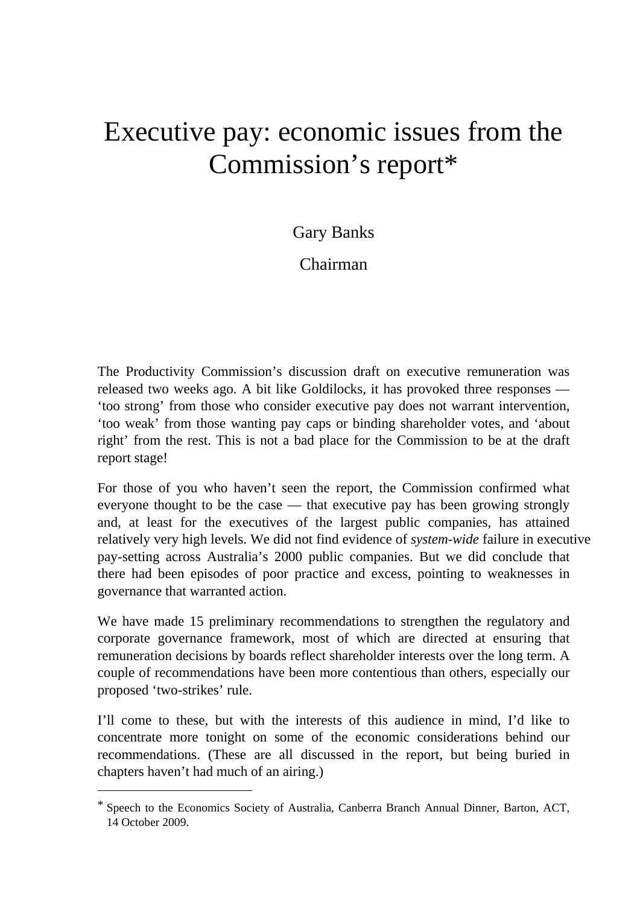# Executive pay: economic issues from the Commission's report*

Gary Banks

Chairman

The Productivity Commission's discussion draft on executive remuneration was released two weeks ago. A bit like Goldilocks, it has provoked three responses — 'too strong' from those who consider executive pay does not warrant intervention, 'too weak' from those wanting pay caps or binding shareholder votes, and 'about right' from the rest. This is not a bad place for the Commission to be at the draft report stage!

For those of you who haven't seen the report, the Commission confirmed what everyone thought to be the case — that executive pay has been growing strongly and, at least for the executives of the largest public companies, has attained relatively very high levels. We did not find evidence of *system-wide* failure in executive pay-setting across Australia's 2000 public companies. But we did conclude that there had been episodes of poor practice and excess, pointing to weaknesses in governance that warranted action.

We have made 15 preliminary recommendations to strengthen the regulatory and corporate governance framework, most of which are directed at ensuring that remuneration decisions by boards reflect shareholder interests over the long term. A couple of recommendations have been more contentious than others, especially our proposed 'two-strikes' rule.

I'll come to these, but with the interests of this audience in mind, I'd like to concentrate more tonight on some of the economic considerations behind our recommendations. (These are all discussed in the report, but being buried in chapters haven't had much of an airing.)

---

* Speech to the Economics Society of Australia, Canberra Branch Annual Dinner, Barton, ACT, 14 October 2009.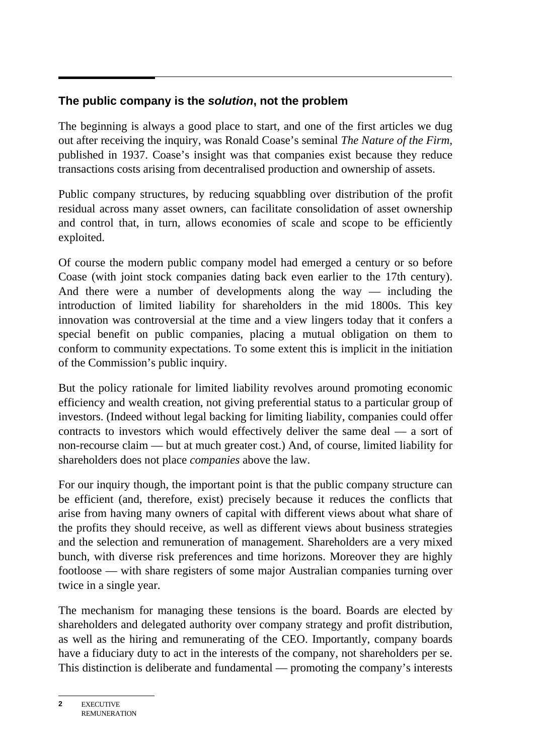## The public company is the *solution*, not the problem

The beginning is always a good place to start, and one of the first articles we dug out after receiving the inquiry, was Ronald Coase's seminal *The Nature of the Firm*, published in 1937. Coase's insight was that companies exist because they reduce transactions costs arising from decentralised production and ownership of assets.

Public company structures, by reducing squabbling over distribution of the profit residual across many asset owners, can facilitate consolidation of asset ownership and control that, in turn, allows economies of scale and scope to be efficiently exploited.

Of course the modern public company model had emerged a century or so before Coase (with joint stock companies dating back even earlier to the 17th century). And there were a number of developments along the way — including the introduction of limited liability for shareholders in the mid 1800s. This key innovation was controversial at the time and a view lingers today that it confers a special benefit on public companies, placing a mutual obligation on them to conform to community expectations. To some extent this is implicit in the initiation of the Commission's public inquiry.

But the policy rationale for limited liability revolves around promoting economic efficiency and wealth creation, not giving preferential status to a particular group of investors. (Indeed without legal backing for limiting liability, companies could offer contracts to investors which would effectively deliver the same deal — a sort of non-recourse claim — but at much greater cost.) And, of course, limited liability for shareholders does not place *companies* above the law.

For our inquiry though, the important point is that the public company structure can be efficient (and, therefore, exist) precisely because it reduces the conflicts that arise from having many owners of capital with different views about what share of the profits they should receive, as well as different views about business strategies and the selection and remuneration of management. Shareholders are a very mixed bunch, with diverse risk preferences and time horizons. Moreover they are highly footloose — with share registers of some major Australian companies turning over twice in a single year.

The mechanism for managing these tensions is the board. Boards are elected by shareholders and delegated authority over company strategy and profit distribution, as well as the hiring and remunerating of the CEO. Importantly, company boards have a fiduciary duty to act in the interests of the company, not shareholders per se. This distinction is deliberate and fundamental — promoting the company's interests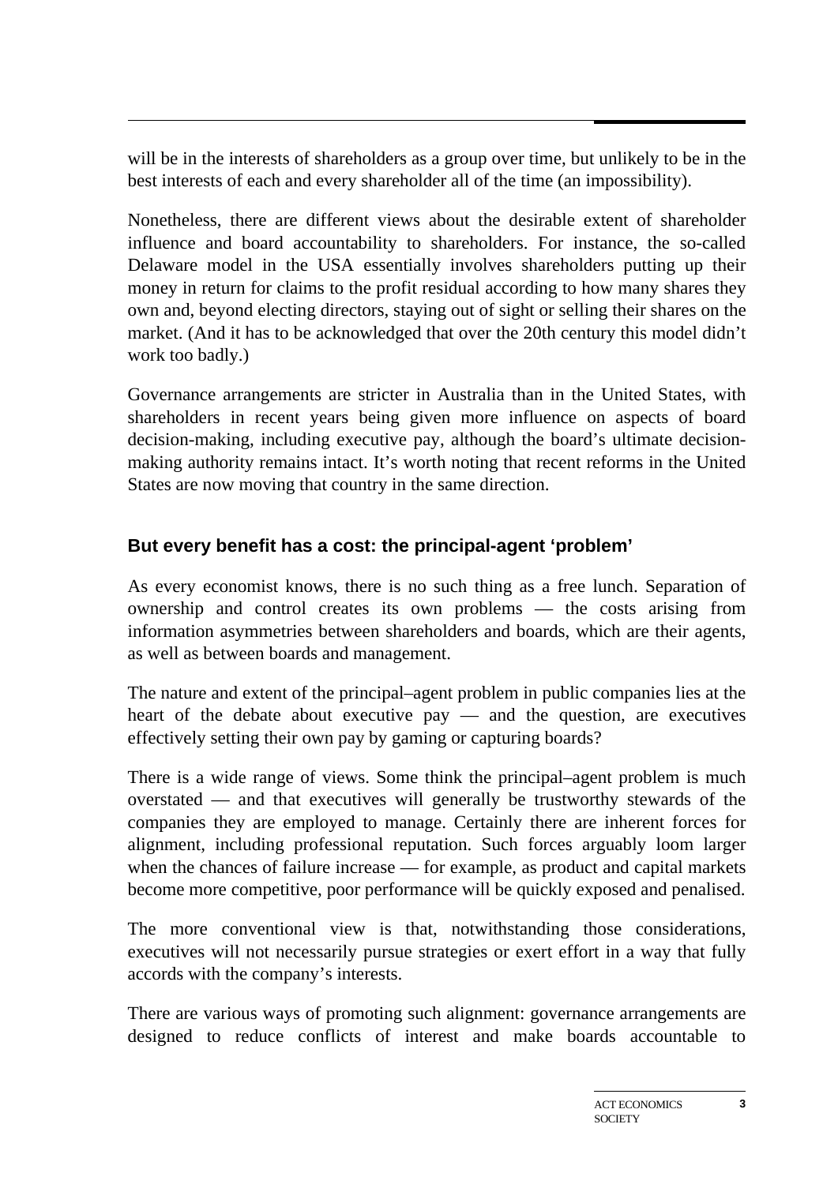will be in the interests of shareholders as a group over time, but unlikely to be in the best interests of each and every shareholder all of the time (an impossibility).

Nonetheless, there are different views about the desirable extent of shareholder influence and board accountability to shareholders. For instance, the so-called Delaware model in the USA essentially involves shareholders putting up their money in return for claims to the profit residual according to how many shares they own and, beyond electing directors, staying out of sight or selling their shares on the market. (And it has to be acknowledged that over the 20th century this model didn't work too badly.)

Governance arrangements are stricter in Australia than in the United States, with shareholders in recent years being given more influence on aspects of board decision-making, including executive pay, although the board's ultimate decision-making authority remains intact. It's worth noting that recent reforms in the United States are now moving that country in the same direction.

## But every benefit has a cost: the principal-agent 'problem'

As every economist knows, there is no such thing as a free lunch. Separation of ownership and control creates its own problems — the costs arising from information asymmetries between shareholders and boards, which are their agents, as well as between boards and management.

The nature and extent of the principal–agent problem in public companies lies at the heart of the debate about executive pay — and the question, are executives effectively setting their own pay by gaming or capturing boards?

There is a wide range of views. Some think the principal–agent problem is much overstated — and that executives will generally be trustworthy stewards of the companies they are employed to manage. Certainly there are inherent forces for alignment, including professional reputation. Such forces arguably loom larger when the chances of failure increase — for example, as product and capital markets become more competitive, poor performance will be quickly exposed and penalised.

The more conventional view is that, notwithstanding those considerations, executives will not necessarily pursue strategies or exert effort in a way that fully accords with the company's interests.

There are various ways of promoting such alignment: governance arrangements are designed to reduce conflicts of interest and make boards accountable to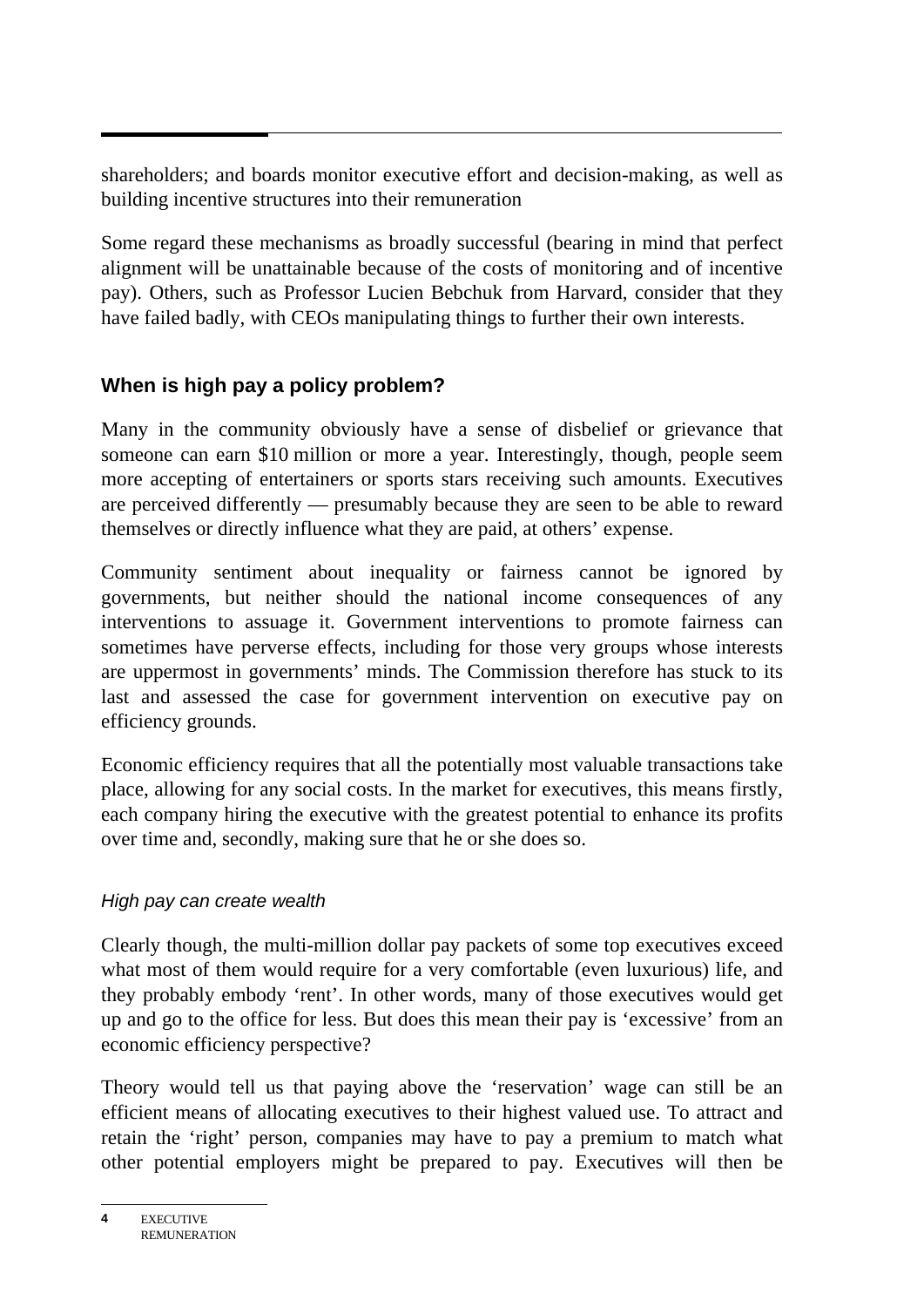shareholders; and boards monitor executive effort and decision-making, as well as building incentive structures into their remuneration

Some regard these mechanisms as broadly successful (bearing in mind that perfect alignment will be unattainable because of the costs of monitoring and of incentive pay). Others, such as Professor Lucien Bebchuk from Harvard, consider that they have failed badly, with CEOs manipulating things to further their own interests.

## When is high pay a policy problem?

Many in the community obviously have a sense of disbelief or grievance that someone can earn $10 million or more a year. Interestingly, though, people seem more accepting of entertainers or sports stars receiving such amounts. Executives are perceived differently — presumably because they are seen to be able to reward themselves or directly influence what they are paid, at others' expense.

Community sentiment about inequality or fairness cannot be ignored by governments, but neither should the national income consequences of any interventions to assuage it. Government interventions to promote fairness can sometimes have perverse effects, including for those very groups whose interests are uppermost in governments' minds. The Commission therefore has stuck to its last and assessed the case for government intervention on executive pay on efficiency grounds.

Economic efficiency requires that all the potentially most valuable transactions take place, allowing for any social costs. In the market for executives, this means firstly, each company hiring the executive with the greatest potential to enhance its profits over time and, secondly, making sure that he or she does so.

### *High pay can create wealth*

Clearly though, the multi-million dollar pay packets of some top executives exceed what most of them would require for a very comfortable (even luxurious) life, and they probably embody 'rent'. In other words, many of those executives would get up and go to the office for less. But does this mean their pay is 'excessive' from an economic efficiency perspective?

Theory would tell us that paying above the 'reservation' wage can still be an efficient means of allocating executives to their highest valued use. To attract and retain the 'right' person, companies may have to pay a premium to match what other potential employers might be prepared to pay. Executives will then be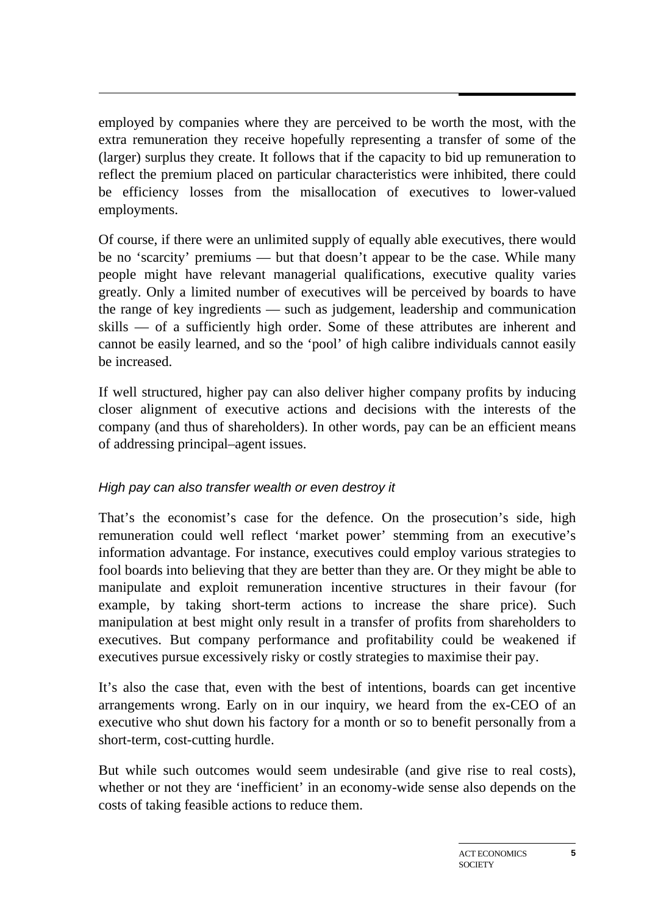employed by companies where they are perceived to be worth the most, with the extra remuneration they receive hopefully representing a transfer of some of the (larger) surplus they create. It follows that if the capacity to bid up remuneration to reflect the premium placed on particular characteristics were inhibited, there could be efficiency losses from the misallocation of executives to lower-valued employments.

Of course, if there were an unlimited supply of equally able executives, there would be no 'scarcity' premiums — but that doesn't appear to be the case. While many people might have relevant managerial qualifications, executive quality varies greatly. Only a limited number of executives will be perceived by boards to have the range of key ingredients — such as judgement, leadership and communication skills — of a sufficiently high order. Some of these attributes are inherent and cannot be easily learned, and so the 'pool' of high calibre individuals cannot easily be increased.

If well structured, higher pay can also deliver higher company profits by inducing closer alignment of executive actions and decisions with the interests of the company (and thus of shareholders). In other words, pay can be an efficient means of addressing principal–agent issues.

### *High pay can also transfer wealth or even destroy it*

That's the economist's case for the defence. On the prosecution's side, high remuneration could well reflect 'market power' stemming from an executive's information advantage. For instance, executives could employ various strategies to fool boards into believing that they are better than they are. Or they might be able to manipulate and exploit remuneration incentive structures in their favour (for example, by taking short-term actions to increase the share price). Such manipulation at best might only result in a transfer of profits from shareholders to executives. But company performance and profitability could be weakened if executives pursue excessively risky or costly strategies to maximise their pay.

It's also the case that, even with the best of intentions, boards can get incentive arrangements wrong. Early on in our inquiry, we heard from the ex-CEO of an executive who shut down his factory for a month or so to benefit personally from a short-term, cost-cutting hurdle.

But while such outcomes would seem undesirable (and give rise to real costs), whether or not they are 'inefficient' in an economy-wide sense also depends on the costs of taking feasible actions to reduce them.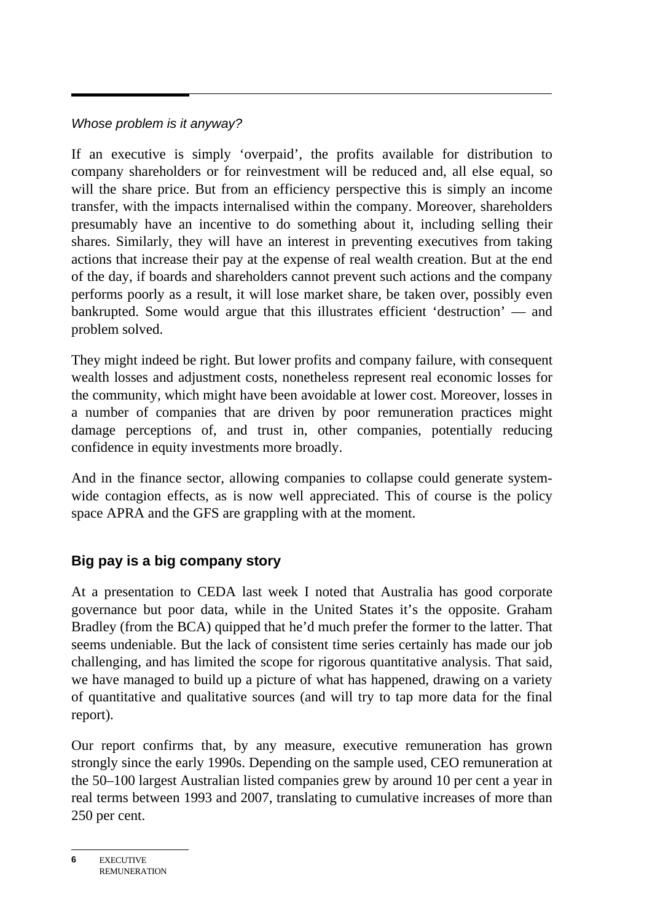*Whose problem is it anyway?*

If an executive is simply ‘overpaid’, the profits available for distribution to company shareholders or for reinvestment will be reduced and, all else equal, so will the share price. But from an efficiency perspective this is simply an income transfer, with the impacts internalised within the company. Moreover, shareholders presumably have an incentive to do something about it, including selling their shares. Similarly, they will have an interest in preventing executives from taking actions that increase their pay at the expense of real wealth creation. But at the end of the day, if boards and shareholders cannot prevent such actions and the company performs poorly as a result, it will lose market share, be taken over, possibly even bankrupted. Some would argue that this illustrates efficient ‘destruction’ — and problem solved.

They might indeed be right. But lower profits and company failure, with consequent wealth losses and adjustment costs, nonetheless represent real economic losses for the community, which might have been avoidable at lower cost. Moreover, losses in a number of companies that are driven by poor remuneration practices might damage perceptions of, and trust in, other companies, potentially reducing confidence in equity investments more broadly.

And in the finance sector, allowing companies to collapse could generate system-wide contagion effects, as is now well appreciated. This of course is the policy space APRA and the GFS are grappling with at the moment.

## Big pay is a big company story

At a presentation to CEDA last week I noted that Australia has good corporate governance but poor data, while in the United States it’s the opposite. Graham Bradley (from the BCA) quipped that he’d much prefer the former to the latter. That seems undeniable. But the lack of consistent time series certainly has made our job challenging, and has limited the scope for rigorous quantitative analysis. That said, we have managed to build up a picture of what has happened, drawing on a variety of quantitative and qualitative sources (and will try to tap more data for the final report).

Our report confirms that, by any measure, executive remuneration has grown strongly since the early 1990s. Depending on the sample used, CEO remuneration at the 50–100 largest Australian listed companies grew by around 10 per cent a year in real terms between 1993 and 2007, translating to cumulative increases of more than 250 per cent.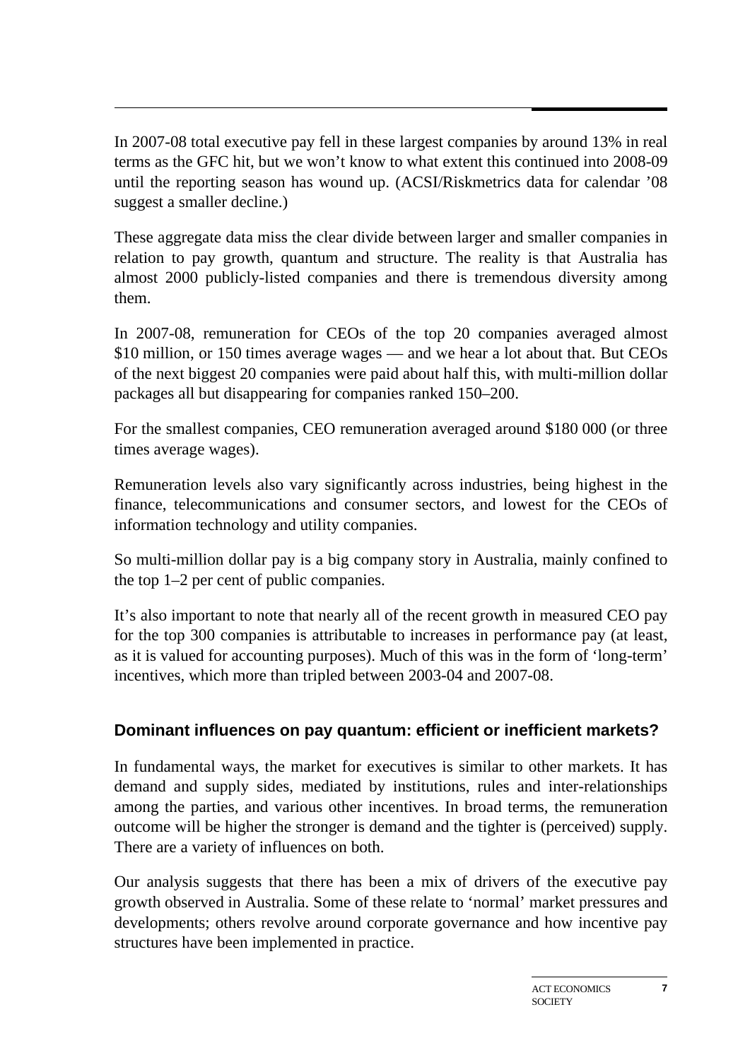In 2007-08 total executive pay fell in these largest companies by around 13% in real terms as the GFC hit, but we won't know to what extent this continued into 2008-09 until the reporting season has wound up. (ACSI/Riskmetrics data for calendar '08 suggest a smaller decline.)

These aggregate data miss the clear divide between larger and smaller companies in relation to pay growth, quantum and structure. The reality is that Australia has almost 2000 publicly-listed companies and there is tremendous diversity among them.

In 2007-08, remuneration for CEOs of the top 20 companies averaged almost $10 million, or 150 times average wages — and we hear a lot about that. But CEOs of the next biggest 20 companies were paid about half this, with multi-million dollar packages all but disappearing for companies ranked 150–200.

For the smallest companies, CEO remuneration averaged around $180 000 (or three times average wages).

Remuneration levels also vary significantly across industries, being highest in the finance, telecommunications and consumer sectors, and lowest for the CEOs of information technology and utility companies.

So multi-million dollar pay is a big company story in Australia, mainly confined to the top 1–2 per cent of public companies.

It's also important to note that nearly all of the recent growth in measured CEO pay for the top 300 companies is attributable to increases in performance pay (at least, as it is valued for accounting purposes). Much of this was in the form of 'long-term' incentives, which more than tripled between 2003-04 and 2007-08.

### Dominant influences on pay quantum: efficient or inefficient markets?

In fundamental ways, the market for executives is similar to other markets. It has demand and supply sides, mediated by institutions, rules and inter-relationships among the parties, and various other incentives. In broad terms, the remuneration outcome will be higher the stronger is demand and the tighter is (perceived) supply. There are a variety of influences on both.

Our analysis suggests that there has been a mix of drivers of the executive pay growth observed in Australia. Some of these relate to 'normal' market pressures and developments; others revolve around corporate governance and how incentive pay structures have been implemented in practice.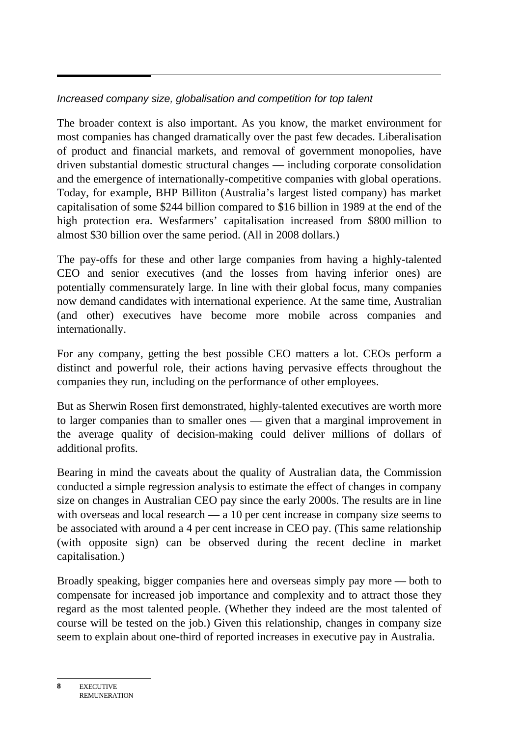*Increased company size, globalisation and competition for top talent*

The broader context is also important. As you know, the market environment for most companies has changed dramatically over the past few decades. Liberalisation of product and financial markets, and removal of government monopolies, have driven substantial domestic structural changes — including corporate consolidation and the emergence of internationally-competitive companies with global operations. Today, for example, BHP Billiton (Australia's largest listed company) has market capitalisation of some $244 billion compared to $16 billion in 1989 at the end of the high protection era. Wesfarmers' capitalisation increased from $800 million to almost $30 billion over the same period. (All in 2008 dollars.)

The pay-offs for these and other large companies from having a highly-talented CEO and senior executives (and the losses from having inferior ones) are potentially commensurately large. In line with their global focus, many companies now demand candidates with international experience. At the same time, Australian (and other) executives have become more mobile across companies and internationally.

For any company, getting the best possible CEO matters a lot. CEOs perform a distinct and powerful role, their actions having pervasive effects throughout the companies they run, including on the performance of other employees.

But as Sherwin Rosen first demonstrated, highly-talented executives are worth more to larger companies than to smaller ones — given that a marginal improvement in the average quality of decision-making could deliver millions of dollars of additional profits.

Bearing in mind the caveats about the quality of Australian data, the Commission conducted a simple regression analysis to estimate the effect of changes in company size on changes in Australian CEO pay since the early 2000s. The results are in line with overseas and local research — a 10 per cent increase in company size seems to be associated with around a 4 per cent increase in CEO pay. (This same relationship (with opposite sign) can be observed during the recent decline in market capitalisation.)

Broadly speaking, bigger companies here and overseas simply pay more — both to compensate for increased job importance and complexity and to attract those they regard as the most talented people. (Whether they indeed are the most talented of course will be tested on the job.) Given this relationship, changes in company size seem to explain about one-third of reported increases in executive pay in Australia.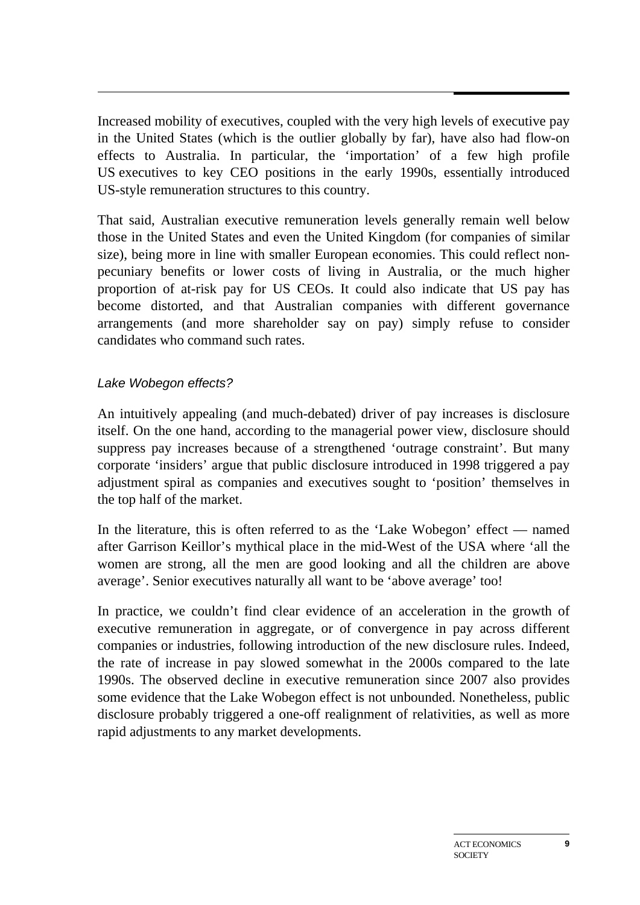Increased mobility of executives, coupled with the very high levels of executive pay in the United States (which is the outlier globally by far), have also had flow-on effects to Australia. In particular, the 'importation' of a few high profile US executives to key CEO positions in the early 1990s, essentially introduced US-style remuneration structures to this country.

That said, Australian executive remuneration levels generally remain well below those in the United States and even the United Kingdom (for companies of similar size), being more in line with smaller European economies. This could reflect non-pecuniary benefits or lower costs of living in Australia, or the much higher proportion of at-risk pay for US CEOs. It could also indicate that US pay has become distorted, and that Australian companies with different governance arrangements (and more shareholder say on pay) simply refuse to consider candidates who command such rates.

### *Lake Wobegon effects?*

An intuitively appealing (and much-debated) driver of pay increases is disclosure itself. On the one hand, according to the managerial power view, disclosure should suppress pay increases because of a strengthened 'outrage constraint'. But many corporate 'insiders' argue that public disclosure introduced in 1998 triggered a pay adjustment spiral as companies and executives sought to 'position' themselves in the top half of the market.

In the literature, this is often referred to as the 'Lake Wobegon' effect — named after Garrison Keillor's mythical place in the mid-West of the USA where 'all the women are strong, all the men are good looking and all the children are above average'. Senior executives naturally all want to be 'above average' too!

In practice, we couldn't find clear evidence of an acceleration in the growth of executive remuneration in aggregate, or of convergence in pay across different companies or industries, following introduction of the new disclosure rules. Indeed, the rate of increase in pay slowed somewhat in the 2000s compared to the late 1990s. The observed decline in executive remuneration since 2007 also provides some evidence that the Lake Wobegon effect is not unbounded. Nonetheless, public disclosure probably triggered a one-off realignment of relativities, as well as more rapid adjustments to any market developments.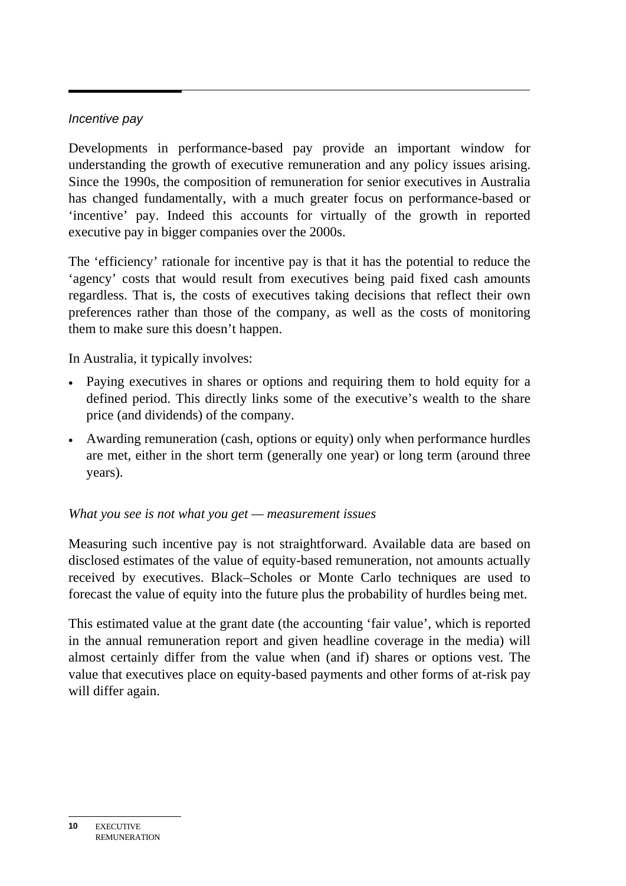### *Incentive pay*

Developments in performance-based pay provide an important window for understanding the growth of executive remuneration and any policy issues arising. Since the 1990s, the composition of remuneration for senior executives in Australia has changed fundamentally, with a much greater focus on performance-based or 'incentive' pay. Indeed this accounts for virtually of the growth in reported executive pay in bigger companies over the 2000s.

The 'efficiency' rationale for incentive pay is that it has the potential to reduce the 'agency' costs that would result from executives being paid fixed cash amounts regardless. That is, the costs of executives taking decisions that reflect their own preferences rather than those of the company, as well as the costs of monitoring them to make sure this doesn't happen.

In Australia, it typically involves:

- Paying executives in shares or options and requiring them to hold equity for a defined period. This directly links some of the executive's wealth to the share price (and dividends) of the company.
- Awarding remuneration (cash, options or equity) only when performance hurdles are met, either in the short term (generally one year) or long term (around three years).

#### *What you see is not what you get — measurement issues*

Measuring such incentive pay is not straightforward. Available data are based on disclosed estimates of the value of equity-based remuneration, not amounts actually received by executives. Black–Scholes or Monte Carlo techniques are used to forecast the value of equity into the future plus the probability of hurdles being met.

This estimated value at the grant date (the accounting 'fair value', which is reported in the annual remuneration report and given headline coverage in the media) will almost certainly differ from the value when (and if) shares or options vest. The value that executives place on equity-based payments and other forms of at-risk pay will differ again.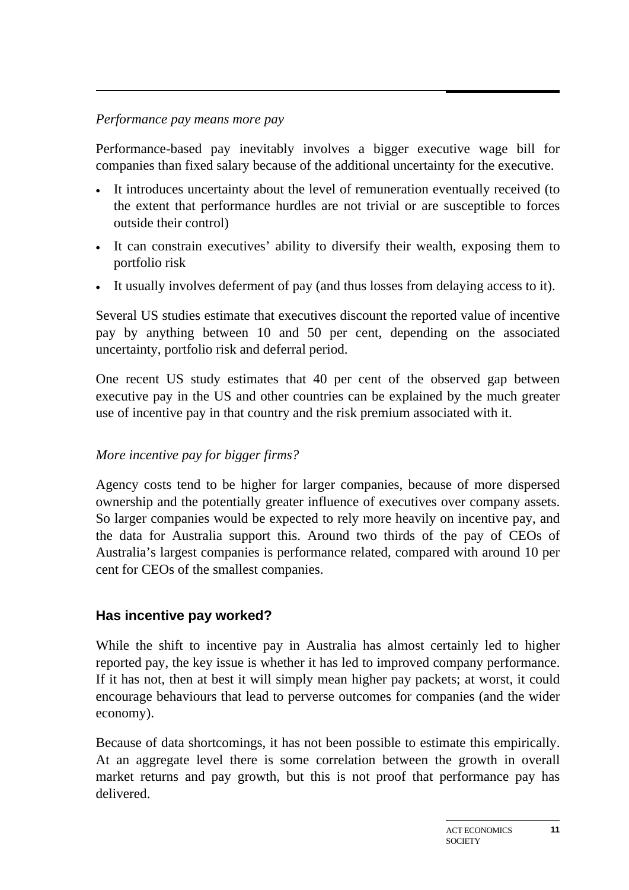*Performance pay means more pay*

Performance-based pay inevitably involves a bigger executive wage bill for companies than fixed salary because of the additional uncertainty for the executive.

- It introduces uncertainty about the level of remuneration eventually received (to the extent that performance hurdles are not trivial or are susceptible to forces outside their control)
- It can constrain executives' ability to diversify their wealth, exposing them to portfolio risk
- It usually involves deferment of pay (and thus losses from delaying access to it).

Several US studies estimate that executives discount the reported value of incentive pay by anything between 10 and 50 per cent, depending on the associated uncertainty, portfolio risk and deferral period.

One recent US study estimates that 40 per cent of the observed gap between executive pay in the US and other countries can be explained by the much greater use of incentive pay in that country and the risk premium associated with it.

*More incentive pay for bigger firms?*

Agency costs tend to be higher for larger companies, because of more dispersed ownership and the potentially greater influence of executives over company assets. So larger companies would be expected to rely more heavily on incentive pay, and the data for Australia support this. Around two thirds of the pay of CEOs of Australia's largest companies is performance related, compared with around 10 per cent for CEOs of the smallest companies.

## Has incentive pay worked?

While the shift to incentive pay in Australia has almost certainly led to higher reported pay, the key issue is whether it has led to improved company performance. If it has not, then at best it will simply mean higher pay packets; at worst, it could encourage behaviours that lead to perverse outcomes for companies (and the wider economy).

Because of data shortcomings, it has not been possible to estimate this empirically. At an aggregate level there is some correlation between the growth in overall market returns and pay growth, but this is not proof that performance pay has delivered.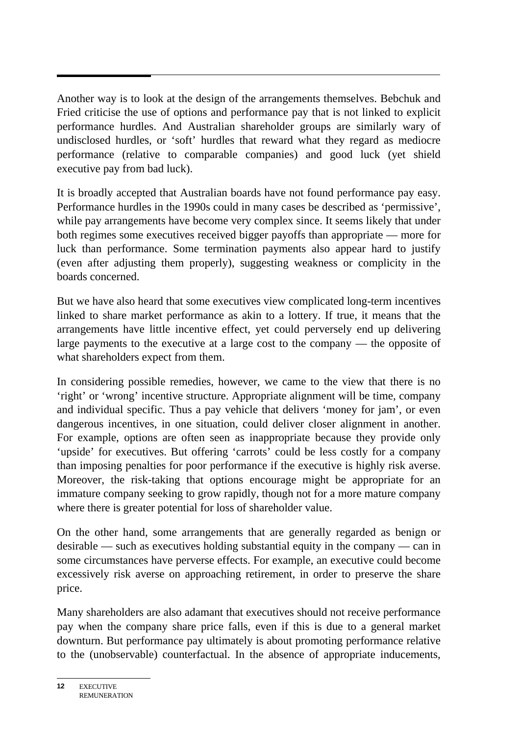Another way is to look at the design of the arrangements themselves. Bebchuk and Fried criticise the use of options and performance pay that is not linked to explicit performance hurdles. And Australian shareholder groups are similarly wary of undisclosed hurdles, or 'soft' hurdles that reward what they regard as mediocre performance (relative to comparable companies) and good luck (yet shield executive pay from bad luck).

It is broadly accepted that Australian boards have not found performance pay easy. Performance hurdles in the 1990s could in many cases be described as 'permissive', while pay arrangements have become very complex since. It seems likely that under both regimes some executives received bigger payoffs than appropriate — more for luck than performance. Some termination payments also appear hard to justify (even after adjusting them properly), suggesting weakness or complicity in the boards concerned.

But we have also heard that some executives view complicated long-term incentives linked to share market performance as akin to a lottery. If true, it means that the arrangements have little incentive effect, yet could perversely end up delivering large payments to the executive at a large cost to the company — the opposite of what shareholders expect from them.

In considering possible remedies, however, we came to the view that there is no 'right' or 'wrong' incentive structure. Appropriate alignment will be time, company and individual specific. Thus a pay vehicle that delivers 'money for jam', or even dangerous incentives, in one situation, could deliver closer alignment in another. For example, options are often seen as inappropriate because they provide only 'upside' for executives. But offering 'carrots' could be less costly for a company than imposing penalties for poor performance if the executive is highly risk averse. Moreover, the risk-taking that options encourage might be appropriate for an immature company seeking to grow rapidly, though not for a more mature company where there is greater potential for loss of shareholder value.

On the other hand, some arrangements that are generally regarded as benign or desirable — such as executives holding substantial equity in the company — can in some circumstances have perverse effects. For example, an executive could become excessively risk averse on approaching retirement, in order to preserve the share price.

Many shareholders are also adamant that executives should not receive performance pay when the company share price falls, even if this is due to a general market downturn. But performance pay ultimately is about promoting performance relative to the (unobservable) counterfactual. In the absence of appropriate inducements,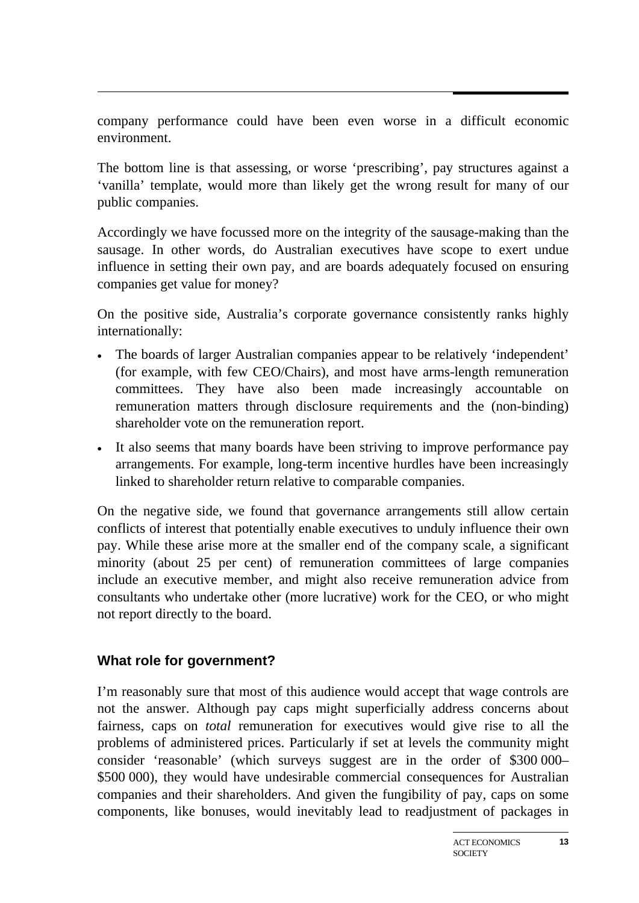company performance could have been even worse in a difficult economic environment.

The bottom line is that assessing, or worse 'prescribing', pay structures against a 'vanilla' template, would more than likely get the wrong result for many of our public companies.

Accordingly we have focussed more on the integrity of the sausage-making than the sausage. In other words, do Australian executives have scope to exert undue influence in setting their own pay, and are boards adequately focused on ensuring companies get value for money?

On the positive side, Australia's corporate governance consistently ranks highly internationally:

- The boards of larger Australian companies appear to be relatively 'independent' (for example, with few CEO/Chairs), and most have arms-length remuneration committees. They have also been made increasingly accountable on remuneration matters through disclosure requirements and the (non-binding) shareholder vote on the remuneration report.
- It also seems that many boards have been striving to improve performance pay arrangements. For example, long-term incentive hurdles have been increasingly linked to shareholder return relative to comparable companies.

On the negative side, we found that governance arrangements still allow certain conflicts of interest that potentially enable executives to unduly influence their own pay. While these arise more at the smaller end of the company scale, a significant minority (about 25 per cent) of remuneration committees of large companies include an executive member, and might also receive remuneration advice from consultants who undertake other (more lucrative) work for the CEO, or who might not report directly to the board.

### What role for government?

I'm reasonably sure that most of this audience would accept that wage controls are not the answer. Although pay caps might superficially address concerns about fairness, caps on *total* remuneration for executives would give rise to all the problems of administered prices. Particularly if set at levels the community might consider 'reasonable' (which surveys suggest are in the order of \$300 000–\$500 000), they would have undesirable commercial consequences for Australian companies and their shareholders. And given the fungibility of pay, caps on some components, like bonuses, would inevitably lead to readjustment of packages in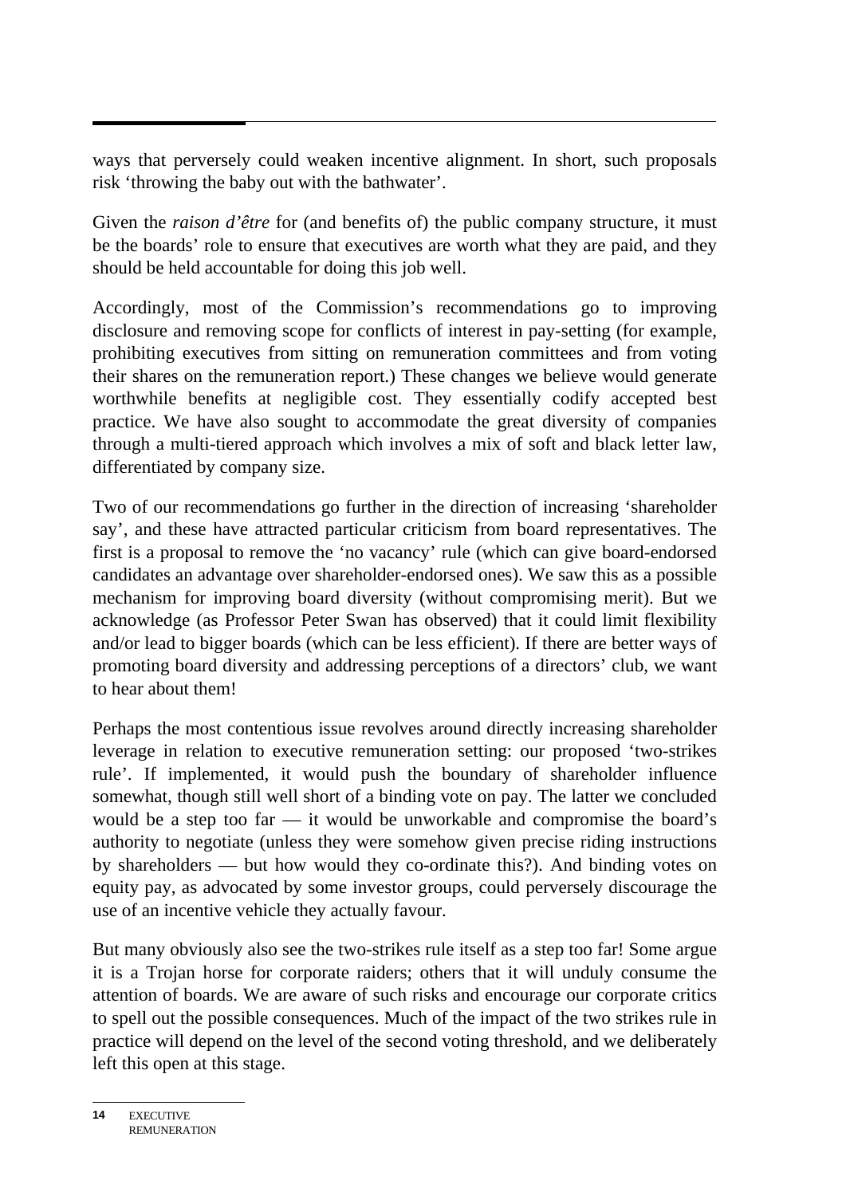ways that perversely could weaken incentive alignment. In short, such proposals risk 'throwing the baby out with the bathwater'.

Given the *raison d'être* for (and benefits of) the public company structure, it must be the boards' role to ensure that executives are worth what they are paid, and they should be held accountable for doing this job well.

Accordingly, most of the Commission's recommendations go to improving disclosure and removing scope for conflicts of interest in pay-setting (for example, prohibiting executives from sitting on remuneration committees and from voting their shares on the remuneration report.) These changes we believe would generate worthwhile benefits at negligible cost. They essentially codify accepted best practice. We have also sought to accommodate the great diversity of companies through a multi-tiered approach which involves a mix of soft and black letter law, differentiated by company size.

Two of our recommendations go further in the direction of increasing 'shareholder say', and these have attracted particular criticism from board representatives. The first is a proposal to remove the 'no vacancy' rule (which can give board-endorsed candidates an advantage over shareholder-endorsed ones). We saw this as a possible mechanism for improving board diversity (without compromising merit). But we acknowledge (as Professor Peter Swan has observed) that it could limit flexibility and/or lead to bigger boards (which can be less efficient). If there are better ways of promoting board diversity and addressing perceptions of a directors' club, we want to hear about them!

Perhaps the most contentious issue revolves around directly increasing shareholder leverage in relation to executive remuneration setting: our proposed 'two-strikes rule'. If implemented, it would push the boundary of shareholder influence somewhat, though still well short of a binding vote on pay. The latter we concluded would be a step too far — it would be unworkable and compromise the board's authority to negotiate (unless they were somehow given precise riding instructions by shareholders — but how would they co-ordinate this?). And binding votes on equity pay, as advocated by some investor groups, could perversely discourage the use of an incentive vehicle they actually favour.

But many obviously also see the two-strikes rule itself as a step too far! Some argue it is a Trojan horse for corporate raiders; others that it will unduly consume the attention of boards. We are aware of such risks and encourage our corporate critics to spell out the possible consequences. Much of the impact of the two strikes rule in practice will depend on the level of the second voting threshold, and we deliberately left this open at this stage.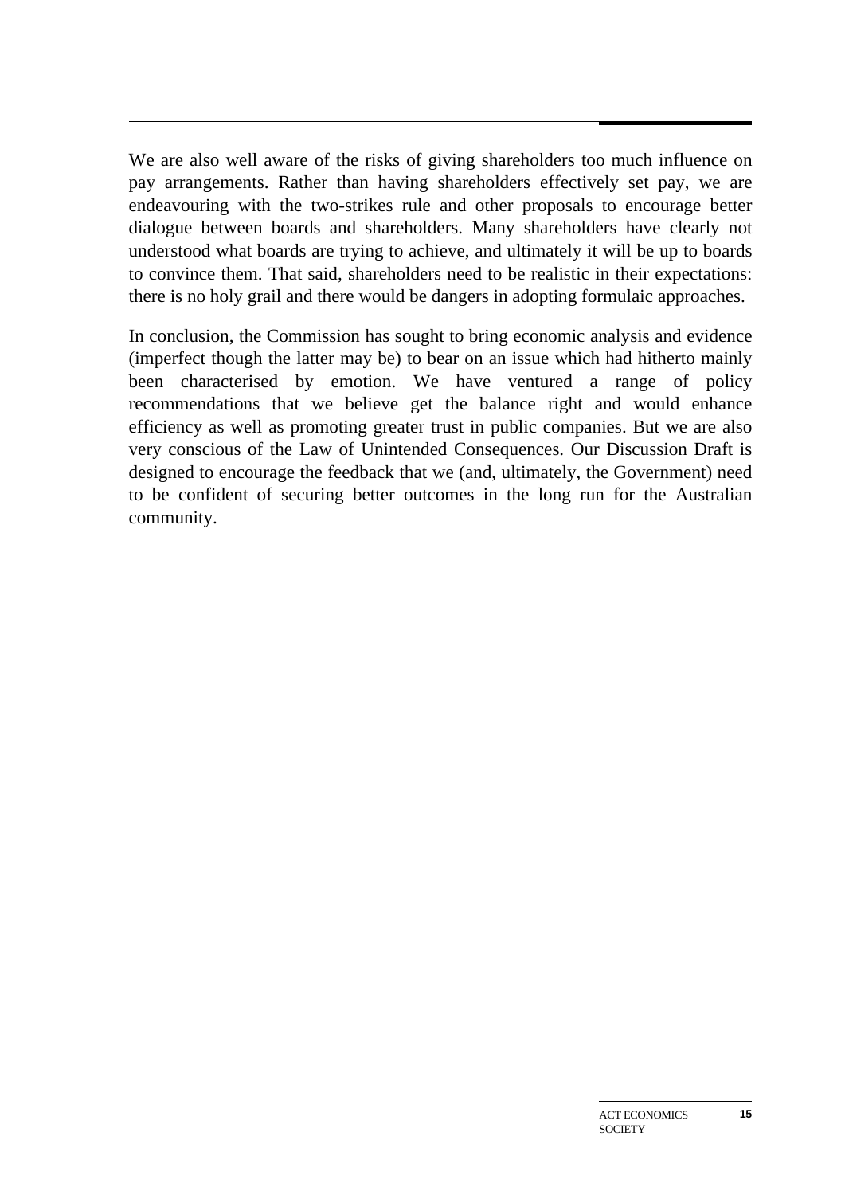We are also well aware of the risks of giving shareholders too much influence on pay arrangements. Rather than having shareholders effectively set pay, we are endeavouring with the two-strikes rule and other proposals to encourage better dialogue between boards and shareholders. Many shareholders have clearly not understood what boards are trying to achieve, and ultimately it will be up to boards to convince them. That said, shareholders need to be realistic in their expectations: there is no holy grail and there would be dangers in adopting formulaic approaches.

In conclusion, the Commission has sought to bring economic analysis and evidence (imperfect though the latter may be) to bear on an issue which had hitherto mainly been characterised by emotion. We have ventured a range of policy recommendations that we believe get the balance right and would enhance efficiency as well as promoting greater trust in public companies. But we are also very conscious of the Law of Unintended Consequences. Our Discussion Draft is designed to encourage the feedback that we (and, ultimately, the Government) need to be confident of securing better outcomes in the long run for the Australian community.